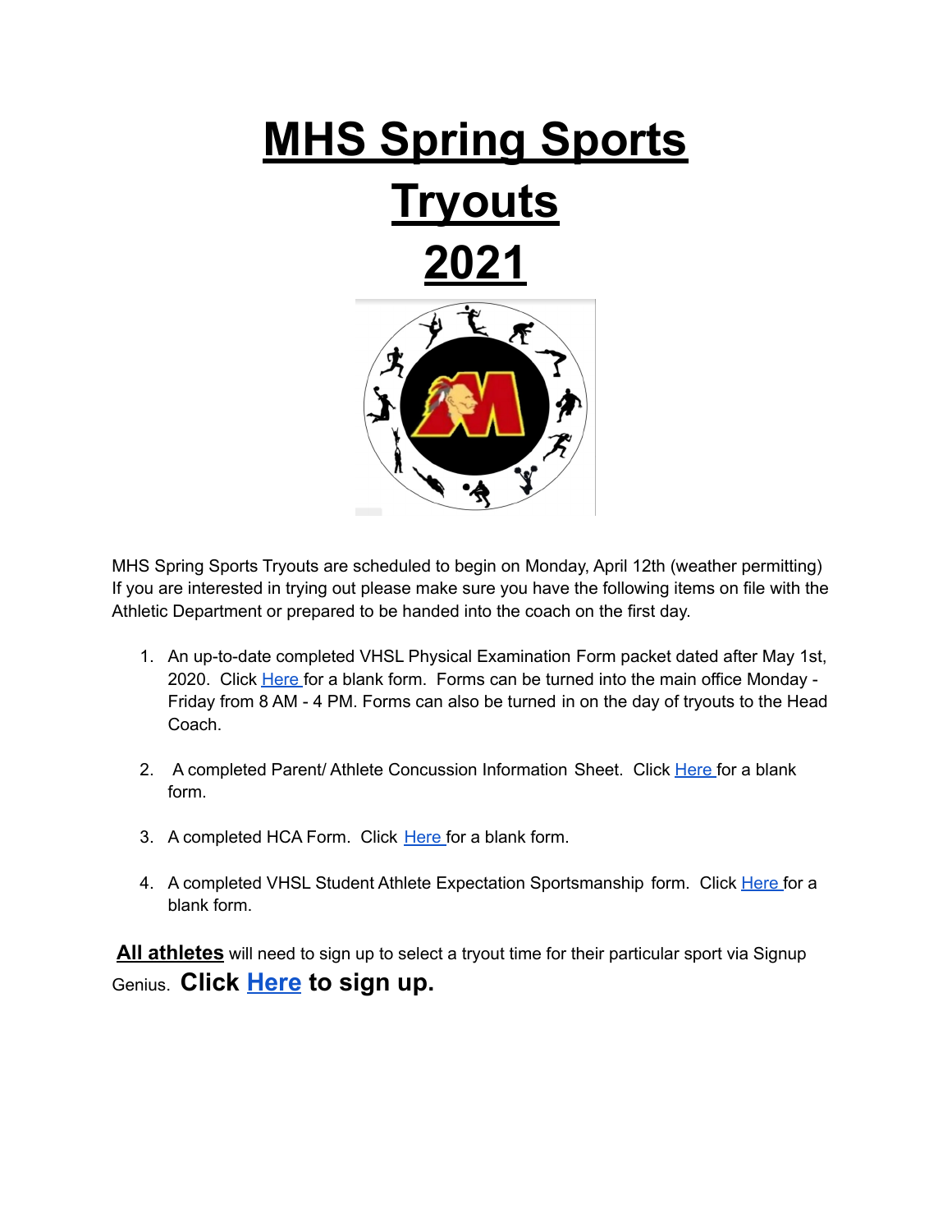# MHS Spring Sports Tryouts 2021

MHS Spring Sports Tryouts are scheduled to begin on Monday, April 12th (weather permitting) If you are interested in trying out please make sure you have the following items on file with the Athletic Department or prepared to be handed into the coach on the first day.

1. An up-to-date completed VHSL Physical Examination Form packet dated after May 1st, 2020. Click Here for a blank form. Forms can be turned into the main office Monday - Friday from 8 AM - 4 PM. Forms can also be turned in on the day of tryouts to the Head Coach.

2. A completed Parent/ Athlete Concussion Information Sheet. Click Here for a blank form.

3. A completed HCA Form. Click Here for a blank form.

4. A completed VHSL Student Athlete Expectation Sportsmanship form. Click Here for a blank form.

**All athletes** will need to sign up to select a tryout time for their particular sport via Signup Genius. **Click Here to sign up.**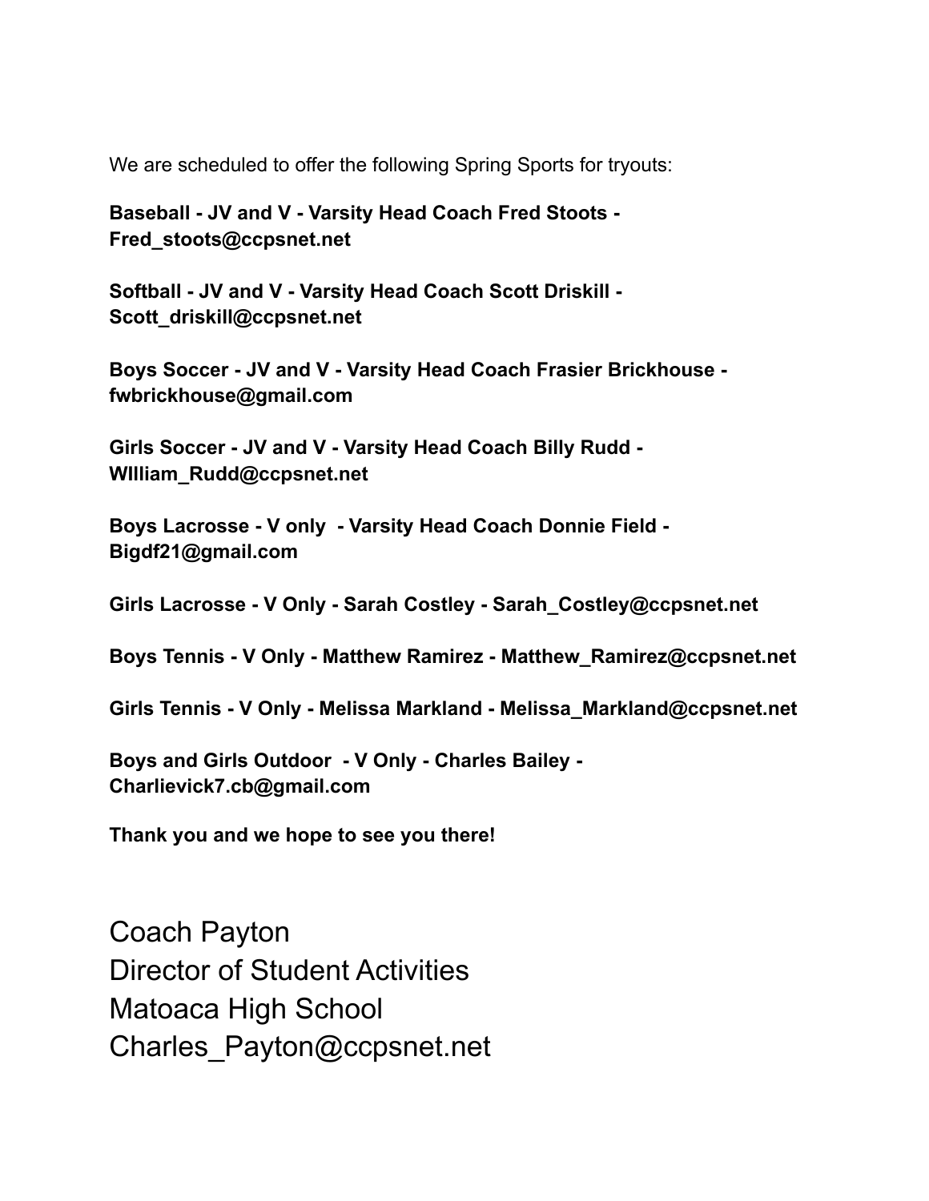We are scheduled to offer the following Spring Sports for tryouts:

**Baseball - JV and V - Varsity Head Coach Fred Stoots - Fred_stoots@ccpsnet.net**

**Softball - JV and V - Varsity Head Coach Scott Driskill - Scott_driskill@ccpsnet.net**

**Boys Soccer - JV and V - Varsity Head Coach Frasier Brickhouse - fwbrickhouse@gmail.com**

**Girls Soccer - JV and V - Varsity Head Coach Billy Rudd - WIlliam_Rudd@ccpsnet.net**

**Boys Lacrosse - V only - Varsity Head Coach Donnie Field - Bigdf21@gmail.com**

**Girls Lacrosse - V Only - Sarah Costley - Sarah_Costley@ccpsnet.net**

**Boys Tennis - V Only - Matthew Ramirez - Matthew_Ramirez@ccpsnet.net**

**Girls Tennis - V Only - Melissa Markland - Melissa_Markland@ccpsnet.net**

**Boys and Girls Outdoor - V Only - Charles Bailey - Charlievick7.cb@gmail.com**

**Thank you and we hope to see you there!**

Coach Payton
Director of Student Activities
Matoaca High School
Charles_Payton@ccpsnet.net